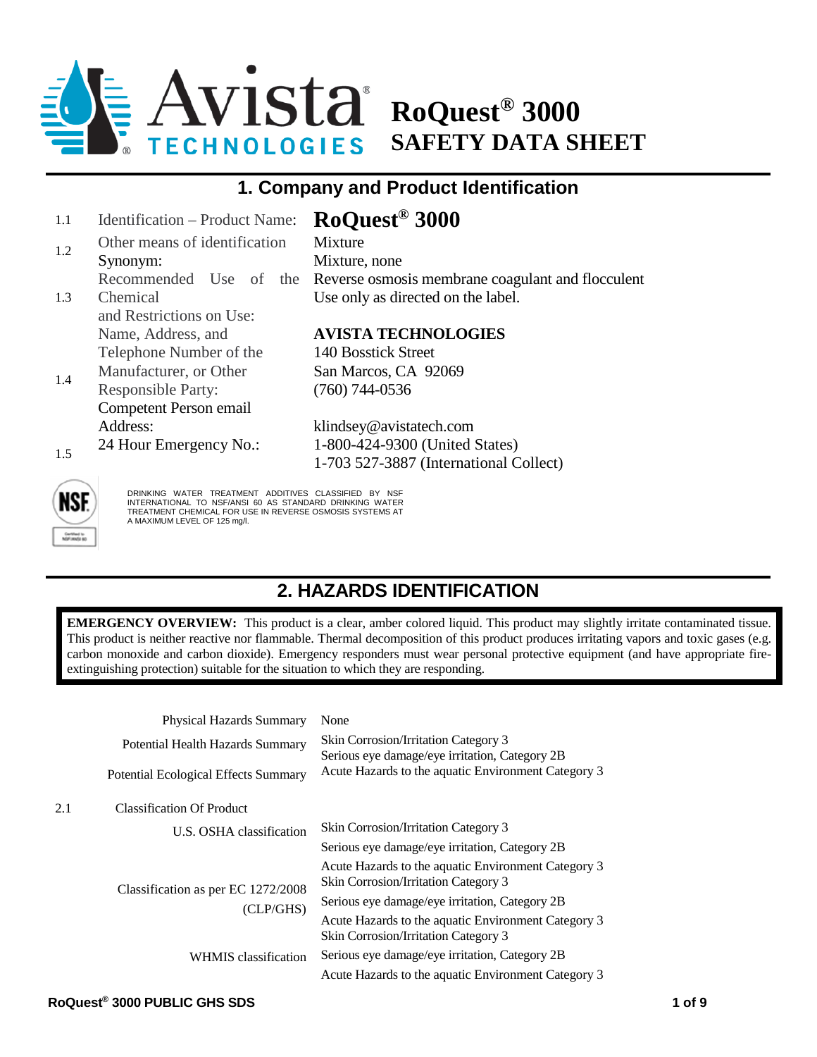# Avista TECHNOLOGIES — RoQuest® 3000 SAFETY DATA SHEET

## 1. Company and Product Identification

| | | |
|---|---|---|
| 1.1 | Identification – Product Name: | **RoQuest® 3000** |
| 1.2 | Other means of identification<br>Synonym: | Mixture<br>Mixture, none |
| 1.3 | Recommended Use of the Chemical and Restrictions on Use: | Reverse osmosis membrane coagulant and flocculent<br>Use only as directed on the label. |
| 1.4 | Name, Address, and Telephone Number of the Manufacturer, or Other Responsible Party:<br>Competent Person email Address: | **AVISTA TECHNOLOGIES**<br>140 Bosstick Street<br>San Marcos, CA 92069<br>(760) 744-0536<br>klindsey@avistatech.com |
| 1.5 | 24 Hour Emergency No.: | 1-800-424-9300 (United States)<br>1-703 527-3887 (International Collect) |

NSF — Certified to NSF/ANSI 60

DRINKING WATER TREATMENT ADDITIVES CLASSIFIED BY NSF INTERNATIONAL TO NSF/ANSI 60 AS STANDARD DRINKING WATER TREATMENT CHEMICAL FOR USE IN REVERSE OSMOSIS SYSTEMS AT A MAXIMUM LEVEL OF 125 mg/l.

## 2. HAZARDS IDENTIFICATION

**EMERGENCY OVERVIEW:** This product is a clear, amber colored liquid. This product may slightly irritate contaminated tissue. This product is neither reactive nor flammable. Thermal decomposition of this product produces irritating vapors and toxic gases (e.g. carbon monoxide and carbon dioxide). Emergency responders must wear personal protective equipment (and have appropriate fire-extinguishing protection) suitable for the situation to which they are responding.

| | |
|---|---|
| Physical Hazards Summary | None |
| Potential Health Hazards Summary | Skin Corrosion/Irritation Category 3<br>Serious eye damage/eye irritation, Category 2B |
| Potential Ecological Effects Summary | Acute Hazards to the aquatic Environment Category 3 |

2.1 Classification Of Product

| | |
|---|---|
| U.S. OSHA classification | Skin Corrosion/Irritation Category 3<br>Serious eye damage/eye irritation, Category 2B<br>Acute Hazards to the aquatic Environment Category 3 |
| Classification as per EC 1272/2008 (CLP/GHS) | Skin Corrosion/Irritation Category 3<br>Serious eye damage/eye irritation, Category 2B<br>Acute Hazards to the aquatic Environment Category 3 |
| WHMIS classification | Skin Corrosion/Irritation Category 3<br>Serious eye damage/eye irritation, Category 2B<br>Acute Hazards to the aquatic Environment Category 3 |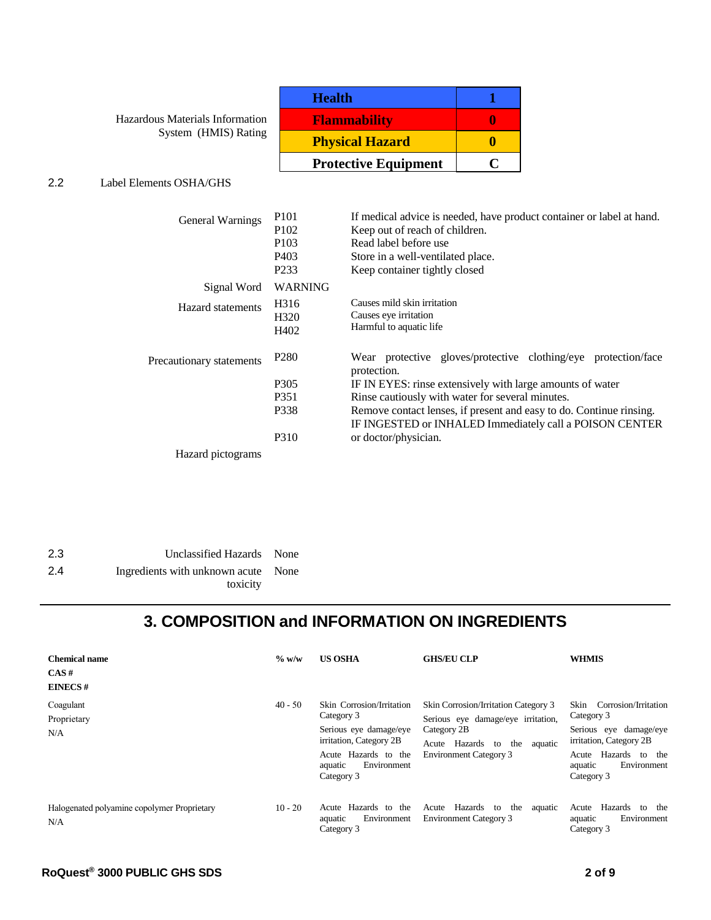Hazardous Materials Information System (HMIS) Rating

| Health | 1 |
|---|---|
| Flammability | 0 |
| Physical Hazard | 0 |
| Protective Equipment | C |

2.2 Label Elements OSHA/GHS

| | | |
|---|---|---|
| General Warnings | P101 | If medical advice is needed, have product container or label at hand. |
| | P102 | Keep out of reach of children. |
| | P103 | Read label before use |
| | P403 | Store in a well-ventilated place. |
| | P233 | Keep container tightly closed |
| Signal Word | WARNING | |
| Hazard statements | H316 | Causes mild skin irritation |
| | H320 | Causes eye irritation |
| | H402 | Harmful to aquatic life |
| Precautionary statements | P280 | Wear protective gloves/protective clothing/eye protection/face protection. |
| | P305 | IF IN EYES: rinse extensively with large amounts of water |
| | P351 | Rinse cautiously with water for several minutes. |
| | P338 | Remove contact lenses, if present and easy to do. Continue rinsing. |
| | P310 | IF INGESTED or INHALED Immediately call a POISON CENTER or doctor/physician. |
| Hazard pictograms | | |

2.3 Unclassified Hazards None

2.4 Ingredients with unknown acute toxicity None

## 3. COMPOSITION and INFORMATION ON INGREDIENTS

| Chemical name<br>CAS #<br>EINECS # | % w/w | US OSHA | GHS/EU CLP | WHMIS |
|---|---|---|---|---|
| Coagulant<br>Proprietary<br>N/A | 40 - 50 | Skin Corrosion/Irritation Category 3<br>Serious eye damage/eye irritation, Category 2B<br>Acute Hazards to the aquatic Environment Category 3 | Skin Corrosion/Irritation Category 3<br>Serious eye damage/eye irritation, Category 2B<br>Acute Hazards to the aquatic Environment Category 3 | Skin Corrosion/Irritation Category 3<br>Serious eye damage/eye irritation, Category 2B<br>Acute Hazards to the aquatic Environment Category 3 |
| Halogenated polyamine copolymer Proprietary<br>N/A | 10 - 20 | Acute Hazards to the aquatic Environment Category 3 | Acute Hazards to the aquatic Environment Category 3 | Acute Hazards to the aquatic Environment Category 3 |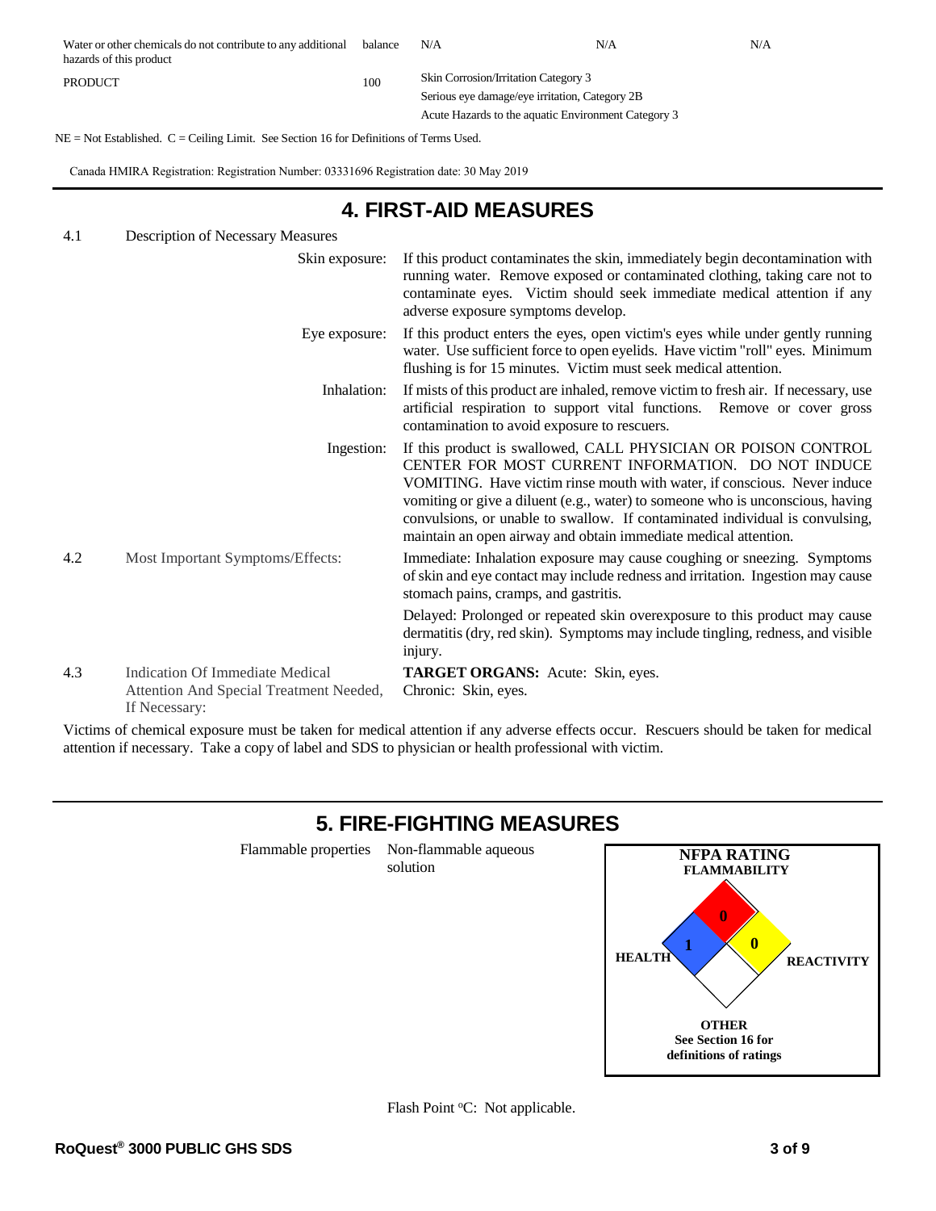| | | | | |
|---|---|---|---|---|
| Water or other chemicals do not contribute to any additional hazards of this product | balance | N/A | N/A | N/A |
| PRODUCT | 100 | Skin Corrosion/Irritation Category 3<br>Serious eye damage/eye irritation, Category 2B<br>Acute Hazards to the aquatic Environment Category 3 | | |

NE = Not Established. C = Ceiling Limit. See Section 16 for Definitions of Terms Used.

Canada HMIRA Registration: Registration Number: 03331696 Registration date: 30 May 2019

# 4. FIRST-AID MEASURES

4.1 Description of Necessary Measures

**Skin exposure:** If this product contaminates the skin, immediately begin decontamination with running water. Remove exposed or contaminated clothing, taking care not to contaminate eyes. Victim should seek immediate medical attention if any adverse exposure symptoms develop.

**Eye exposure:** If this product enters the eyes, open victim's eyes while under gently running water. Use sufficient force to open eyelids. Have victim "roll" eyes. Minimum flushing is for 15 minutes. Victim must seek medical attention.

**Inhalation:** If mists of this product are inhaled, remove victim to fresh air. If necessary, use artificial respiration to support vital functions. Remove or cover gross contamination to avoid exposure to rescuers.

**Ingestion:** If this product is swallowed, CALL PHYSICIAN OR POISON CONTROL CENTER FOR MOST CURRENT INFORMATION. DO NOT INDUCE VOMITING. Have victim rinse mouth with water, if conscious. Never induce vomiting or give a diluent (e.g., water) to someone who is unconscious, having convulsions, or unable to swallow. If contaminated individual is convulsing, maintain an open airway and obtain immediate medical attention.

4.2 Most Important Symptoms/Effects:

Immediate: Inhalation exposure may cause coughing or sneezing. Symptoms of skin and eye contact may include redness and irritation. Ingestion may cause stomach pains, cramps, and gastritis.

Delayed: Prolonged or repeated skin overexposure to this product may cause dermatitis (dry, red skin). Symptoms may include tingling, redness, and visible injury.

4.3 Indication Of Immediate Medical Attention And Special Treatment Needed, If Necessary:

**TARGET ORGANS:** Acute: Skin, eyes. Chronic: Skin, eyes.

Victims of chemical exposure must be taken for medical attention if any adverse effects occur. Rescuers should be taken for medical attention if necessary. Take a copy of label and SDS to physician or health professional with victim.

# 5. FIRE-FIGHTING MEASURES

Flammable properties: Non-flammable aqueous solution

**NFPA RATING**

**FLAMMABILITY:** 0
**HEALTH:** 1
**REACTIVITY:** 0
**OTHER**

**See Section 16 for definitions of ratings**

Flash Point °C: Not applicable.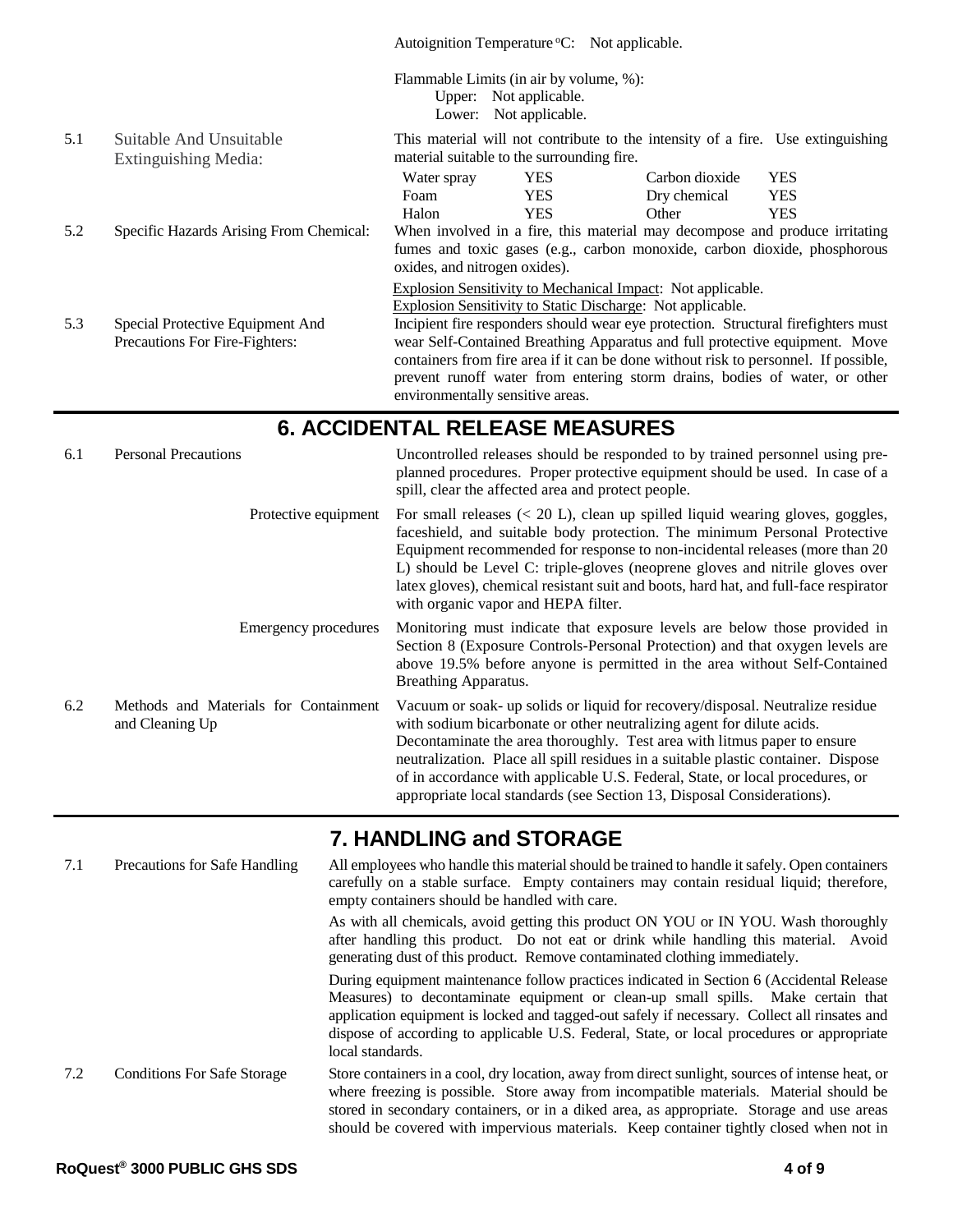Autoignition Temperature °C: Not applicable.

Flammable Limits (in air by volume, %):
Upper: Not applicable.
Lower: Not applicable.

**5.1 Suitable And Unsuitable Extinguishing Media:**

This material will not contribute to the intensity of a fire. Use extinguishing material suitable to the surrounding fire.

| | | | |
|---|---|---|---|
| Water spray | YES | Carbon dioxide | YES |
| Foam | YES | Dry chemical | YES |
| Halon | YES | Other | YES |

**5.2 Specific Hazards Arising From Chemical:**

When involved in a fire, this material may decompose and produce irritating fumes and toxic gases (e.g., carbon monoxide, carbon dioxide, phosphorous oxides, and nitrogen oxides).

Explosion Sensitivity to Mechanical Impact: Not applicable.
Explosion Sensitivity to Static Discharge: Not applicable.

**5.3 Special Protective Equipment And Precautions For Fire-Fighters:**

Incipient fire responders should wear eye protection. Structural firefighters must wear Self-Contained Breathing Apparatus and full protective equipment. Move containers from fire area if it can be done without risk to personnel. If possible, prevent runoff water from entering storm drains, bodies of water, or other environmentally sensitive areas.

# 6. ACCIDENTAL RELEASE MEASURES

**6.1 Personal Precautions**

Uncontrolled releases should be responded to by trained personnel using pre-planned procedures. Proper protective equipment should be used. In case of a spill, clear the affected area and protect people.

Protective equipment: For small releases (< 20 L), clean up spilled liquid wearing gloves, goggles, faceshield, and suitable body protection. The minimum Personal Protective Equipment recommended for response to non-incidental releases (more than 20 L) should be Level C: triple-gloves (neoprene gloves and nitrile gloves over latex gloves), chemical resistant suit and boots, hard hat, and full-face respirator with organic vapor and HEPA filter.

Emergency procedures: Monitoring must indicate that exposure levels are below those provided in Section 8 (Exposure Controls-Personal Protection) and that oxygen levels are above 19.5% before anyone is permitted in the area without Self-Contained Breathing Apparatus.

**6.2 Methods and Materials for Containment and Cleaning Up**

Vacuum or soak- up solids or liquid for recovery/disposal. Neutralize residue with sodium bicarbonate or other neutralizing agent for dilute acids. Decontaminate the area thoroughly. Test area with litmus paper to ensure neutralization. Place all spill residues in a suitable plastic container. Dispose of in accordance with applicable U.S. Federal, State, or local procedures, or appropriate local standards (see Section 13, Disposal Considerations).

# 7. HANDLING and STORAGE

**7.1 Precautions for Safe Handling**

All employees who handle this material should be trained to handle it safely. Open containers carefully on a stable surface. Empty containers may contain residual liquid; therefore, empty containers should be handled with care.

As with all chemicals, avoid getting this product ON YOU or IN YOU. Wash thoroughly after handling this product. Do not eat or drink while handling this material. Avoid generating dust of this product. Remove contaminated clothing immediately.

During equipment maintenance follow practices indicated in Section 6 (Accidental Release Measures) to decontaminate equipment or clean-up small spills. Make certain that application equipment is locked and tagged-out safely if necessary. Collect all rinsates and dispose of according to applicable U.S. Federal, State, or local procedures or appropriate local standards.

**7.2 Conditions For Safe Storage**

Store containers in a cool, dry location, away from direct sunlight, sources of intense heat, or where freezing is possible. Store away from incompatible materials. Material should be stored in secondary containers, or in a diked area, as appropriate. Storage and use areas should be covered with impervious materials. Keep container tightly closed when not in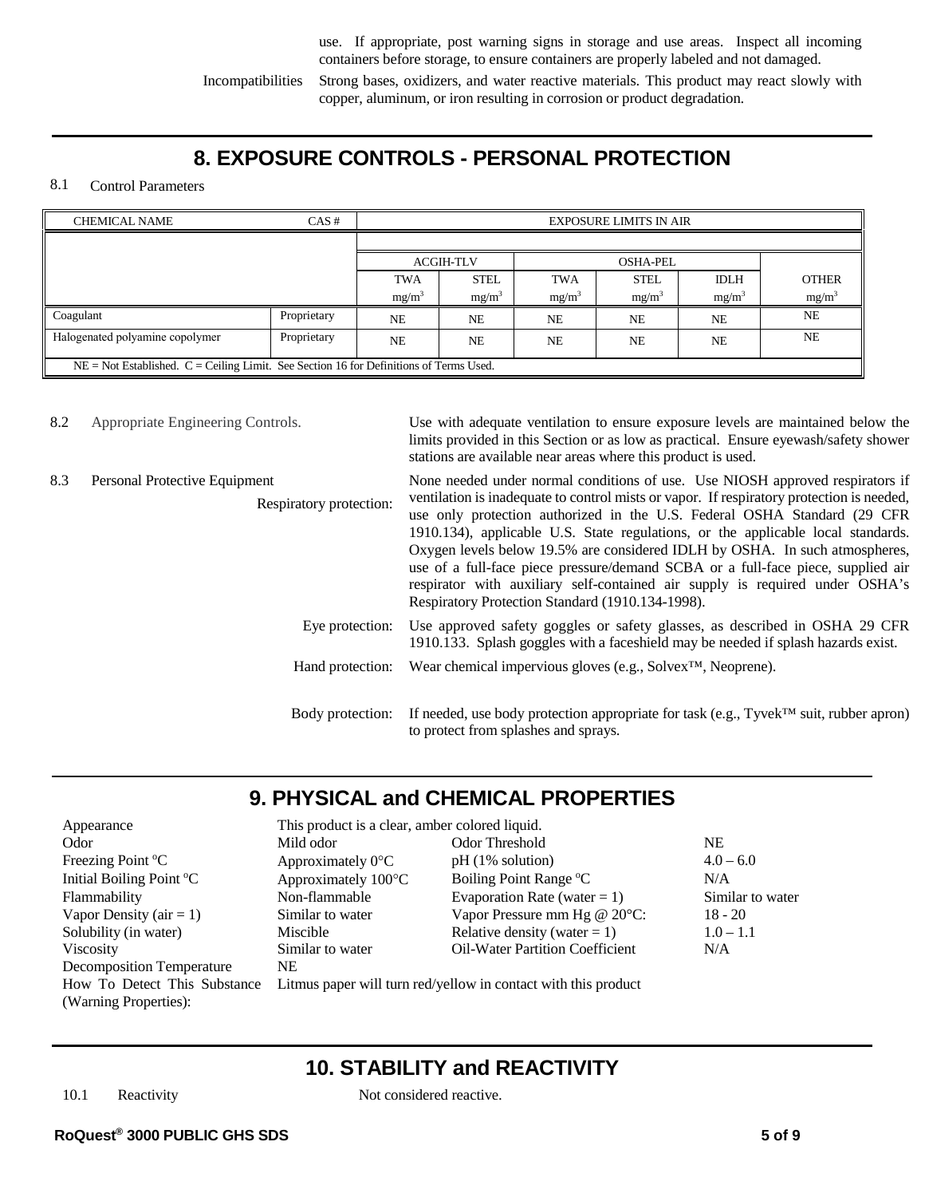use. If appropriate, post warning signs in storage and use areas. Inspect all incoming containers before storage, to ensure containers are properly labeled and not damaged.

Incompatibilities: Strong bases, oxidizers, and water reactive materials. This product may react slowly with copper, aluminum, or iron resulting in corrosion or product degradation.

## 8. EXPOSURE CONTROLS - PERSONAL PROTECTION

8.1 Control Parameters

| CHEMICAL NAME | CAS # | EXPOSURE LIMITS IN AIR | | | | | |
|---|---|---|---|---|---|---|---|
| | | ACGIH-TLV | | OSHA-PEL | | | |
| | | TWA mg/m$^3$ | STEL mg/m$^3$ | TWA mg/m$^3$ | STEL mg/m$^3$ | IDLH mg/m$^3$ | OTHER mg/m$^3$ |
| Coagulant | Proprietary | NE | NE | NE | NE | NE | NE |
| Halogenated polyamine copolymer | Proprietary | NE | NE | NE | NE | NE | NE |
| NE = Not Established. C = Ceiling Limit. See Section 16 for Definitions of Terms Used. | | | | | | | |

8.2 Appropriate Engineering Controls.

Use with adequate ventilation to ensure exposure levels are maintained below the limits provided in this Section or as low as practical. Ensure eyewash/safety shower stations are available near areas where this product is used.

8.3 Personal Protective Equipment

Respiratory protection: None needed under normal conditions of use. Use NIOSH approved respirators if ventilation is inadequate to control mists or vapor. If respiratory protection is needed, use only protection authorized in the U.S. Federal OSHA Standard (29 CFR 1910.134), applicable U.S. State regulations, or the applicable local standards. Oxygen levels below 19.5% are considered IDLH by OSHA. In such atmospheres, use of a full-face piece pressure/demand SCBA or a full-face piece, supplied air respirator with auxiliary self-contained air supply is required under OSHA's Respiratory Protection Standard (1910.134-1998).

Eye protection: Use approved safety goggles or safety glasses, as described in OSHA 29 CFR 1910.133. Splash goggles with a faceshield may be needed if splash hazards exist.

Hand protection: Wear chemical impervious gloves (e.g., Solvex™, Neoprene).

Body protection: If needed, use body protection appropriate for task (e.g., Tyvek™ suit, rubber apron) to protect from splashes and sprays.

## 9. PHYSICAL and CHEMICAL PROPERTIES

| | | | |
|---|---|---|---|
| Appearance | This product is a clear, amber colored liquid. | | |
| Odor | Mild odor | Odor Threshold | NE |
| Freezing Point °C | Approximately 0°C | pH (1% solution) | 4.0 – 6.0 |
| Initial Boiling Point °C | Approximately 100°C | Boiling Point Range °C | N/A |
| Flammability | Non-flammable | Evaporation Rate (water = 1) | Similar to water |
| Vapor Density (air = 1) | Similar to water | Vapor Pressure mm Hg @ 20°C: | 18 - 20 |
| Solubility (in water) | Miscible | Relative density (water = 1) | 1.0 – 1.1 |
| Viscosity | Similar to water | Oil-Water Partition Coefficient | N/A |
| Decomposition Temperature | NE | | |
| How To Detect This Substance (Warning Properties): | Litmus paper will turn red/yellow in contact with this product | | |

## 10. STABILITY and REACTIVITY

10.1 Reactivity: Not considered reactive.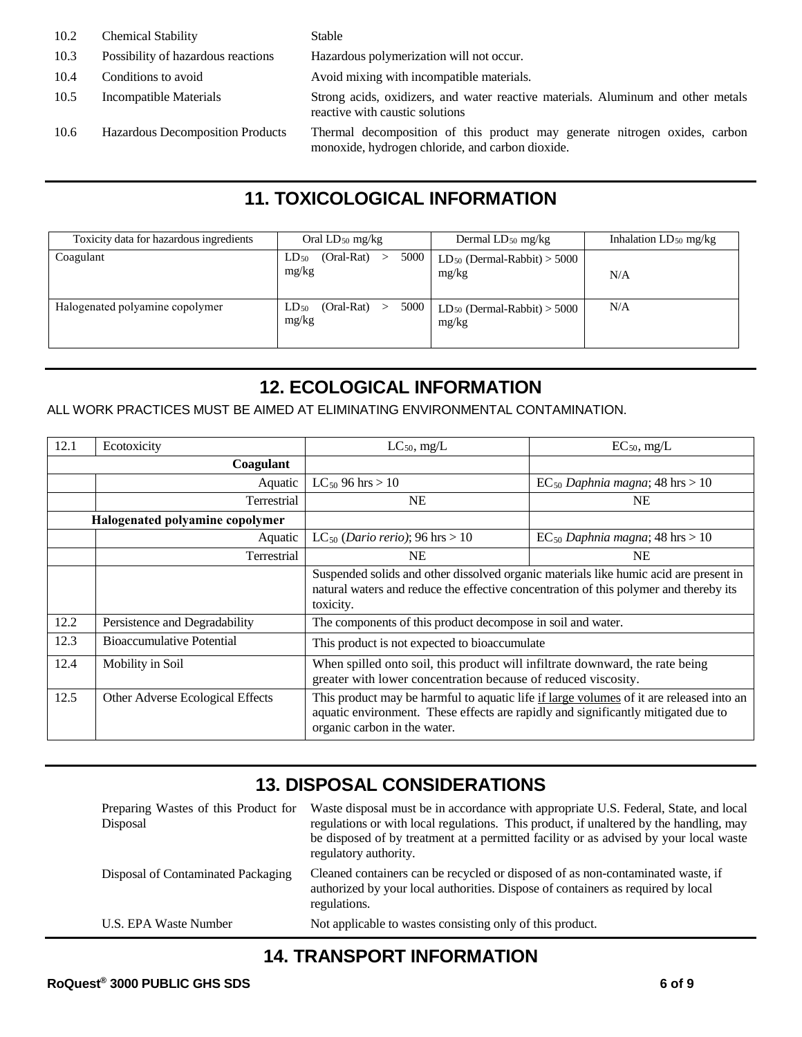| | | |
|---|---|---|
| 10.2 | Chemical Stability | Stable |
| 10.3 | Possibility of hazardous reactions | Hazardous polymerization will not occur. |
| 10.4 | Conditions to avoid | Avoid mixing with incompatible materials. |
| 10.5 | Incompatible Materials | Strong acids, oxidizers, and water reactive materials. Aluminum and other metals reactive with caustic solutions |
| 10.6 | Hazardous Decomposition Products | Thermal decomposition of this product may generate nitrogen oxides, carbon monoxide, hydrogen chloride, and carbon dioxide. |

## 11. TOXICOLOGICAL INFORMATION

| Toxicity data for hazardous ingredients | Oral $LD_{50}$ mg/kg | Dermal $LD_{50}$ mg/kg | Inhalation $LD_{50}$ mg/kg |
|---|---|---|---|
| Coagulant | $LD_{50}$ (Oral-Rat) > 5000 mg/kg | $LD_{50}$ (Dermal-Rabbit) > 5000 mg/kg | N/A |
| Halogenated polyamine copolymer | $LD_{50}$ (Oral-Rat) > 5000 mg/kg | $LD_{50}$ (Dermal-Rabbit) > 5000 mg/kg | N/A |

## 12. ECOLOGICAL INFORMATION

ALL WORK PRACTICES MUST BE AIMED AT ELIMINATING ENVIRONMENTAL CONTAMINATION.

| 12.1 | Ecotoxicity | $LC_{50}$, mg/L | $EC_{50}$, mg/L |
|---|---|---|---|
| | **Coagulant** | | |
| | Aquatic | $LC_{50}$ 96 hrs > 10 | $EC_{50}$ *Daphnia magna*; 48 hrs > 10 |
| | Terrestrial | NE | NE |
| | **Halogenated polyamine copolymer** | | |
| | Aquatic | $LC_{50}$ (*Dario rerio*); 96 hrs > 10 | $EC_{50}$ *Daphnia magna*; 48 hrs > 10 |
| | Terrestrial | NE | NE |
| | | Suspended solids and other dissolved organic materials like humic acid are present in natural waters and reduce the effective concentration of this polymer and thereby its toxicity. | |
| 12.2 | Persistence and Degradability | The components of this product decompose in soil and water. | |
| 12.3 | Bioaccumulative Potential | This product is not expected to bioaccumulate | |
| 12.4 | Mobility in Soil | When spilled onto soil, this product will infiltrate downward, the rate being greater with lower concentration because of reduced viscosity. | |
| 12.5 | Other Adverse Ecological Effects | This product may be harmful to aquatic life if large volumes of it are released into an aquatic environment. These effects are rapidly and significantly mitigated due to organic carbon in the water. | |

## 13. DISPOSAL CONSIDERATIONS

| | |
|---|---|
| Preparing Wastes of this Product for Disposal | Waste disposal must be in accordance with appropriate U.S. Federal, State, and local regulations or with local regulations. This product, if unaltered by the handling, may be disposed of by treatment at a permitted facility or as advised by your local waste regulatory authority. |
| Disposal of Contaminated Packaging | Cleaned containers can be recycled or disposed of as non-contaminated waste, if authorized by your local authorities. Dispose of containers as required by local regulations. |
| U.S. EPA Waste Number | Not applicable to wastes consisting only of this product. |

## 14. TRANSPORT INFORMATION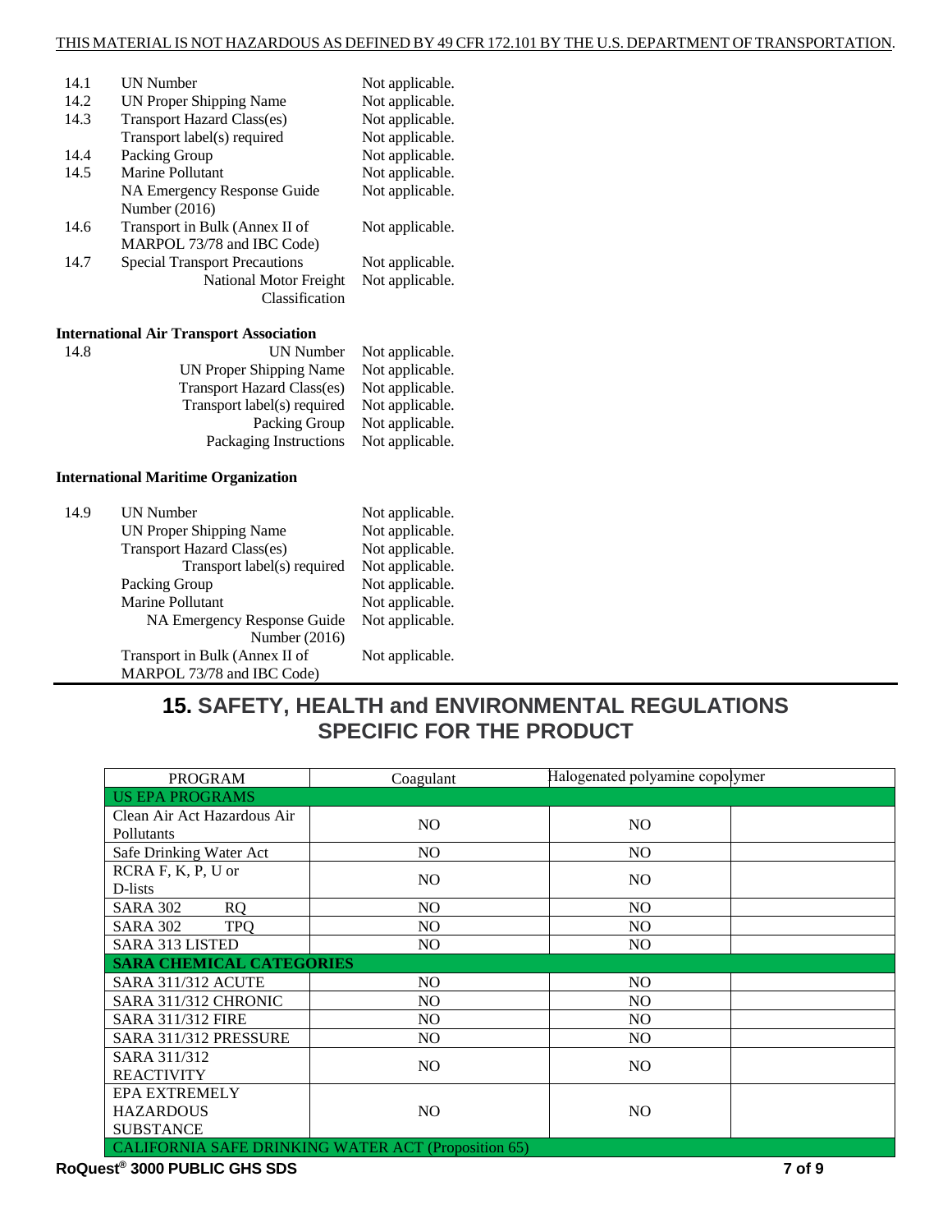THIS MATERIAL IS NOT HAZARDOUS AS DEFINED BY 49 CFR 172.101 BY THE U.S. DEPARTMENT OF TRANSPORTATION.

| | | |
|---|---|---|
| 14.1 | UN Number | Not applicable. |
| 14.2 | UN Proper Shipping Name | Not applicable. |
| 14.3 | Transport Hazard Class(es) | Not applicable. |
| | Transport label(s) required | Not applicable. |
| 14.4 | Packing Group | Not applicable. |
| 14.5 | Marine Pollutant | Not applicable. |
| | NA Emergency Response Guide Number (2016) | Not applicable. |
| 14.6 | Transport in Bulk (Annex II of MARPOL 73/78 and IBC Code) | Not applicable. |
| 14.7 | Special Transport Precautions | Not applicable. |
| | National Motor Freight Classification | Not applicable. |

**International Air Transport Association**

| | | |
|---|---|---|
| 14.8 | UN Number | Not applicable. |
| | UN Proper Shipping Name | Not applicable. |
| | Transport Hazard Class(es) | Not applicable. |
| | Transport label(s) required | Not applicable. |
| | Packing Group | Not applicable. |
| | Packaging Instructions | Not applicable. |

**International Maritime Organization**

| | | |
|---|---|---|
| 14.9 | UN Number | Not applicable. |
| | UN Proper Shipping Name | Not applicable. |
| | Transport Hazard Class(es) | Not applicable. |
| | Transport label(s) required | Not applicable. |
| | Packing Group | Not applicable. |
| | Marine Pollutant | Not applicable. |
| | NA Emergency Response Guide Number (2016) | Not applicable. |
| | Transport in Bulk (Annex II of MARPOL 73/78 and IBC Code) | Not applicable. |

## 15. SAFETY, HEALTH and ENVIRONMENTAL REGULATIONS SPECIFIC FOR THE PRODUCT

| PROGRAM | Coagulant | Halogenated polyamine copolymer | |
|---|---|---|---|
| **US EPA PROGRAMS** | | | |
| Clean Air Act Hazardous Air Pollutants | NO | NO | |
| Safe Drinking Water Act | NO | NO | |
| RCRA F, K, P, U or D-lists | NO | NO | |
| SARA 302 RQ | NO | NO | |
| SARA 302 TPQ | NO | NO | |
| SARA 313 LISTED | NO | NO | |
| **SARA CHEMICAL CATEGORIES** | | | |
| SARA 311/312 ACUTE | NO | NO | |
| SARA 311/312 CHRONIC | NO | NO | |
| SARA 311/312 FIRE | NO | NO | |
| SARA 311/312 PRESSURE | NO | NO | |
| SARA 311/312 REACTIVITY | NO | NO | |
| EPA EXTREMELY HAZARDOUS SUBSTANCE | NO | NO | |
| **CALIFORNIA SAFE DRINKING WATER ACT (Proposition 65)** | | | |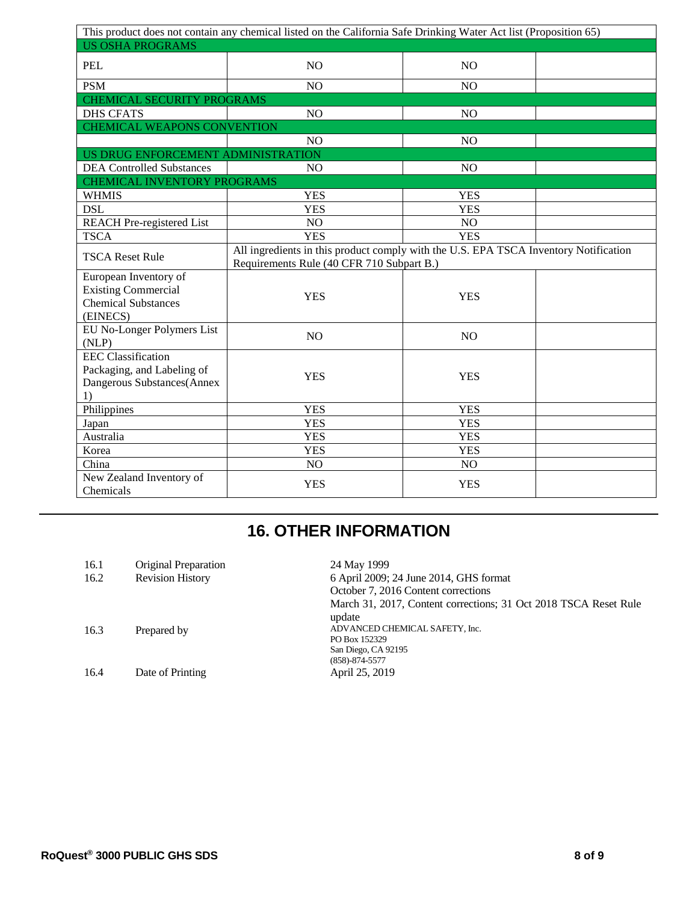| This product does not contain any chemical listed on the California Safe Drinking Water Act list (Proposition 65) | | | |
|---|---|---|---|
| **US OSHA PROGRAMS** | | | |
| PEL | NO | NO | |
| PSM | NO | NO | |
| **CHEMICAL SECURITY PROGRAMS** | | | |
| DHS CFATS | NO | NO | |
| **CHEMICAL WEAPONS CONVENTION** | | | |
| | NO | NO | |
| **US DRUG ENFORCEMENT ADMINISTRATION** | | | |
| DEA Controlled Substances | NO | NO | |
| **CHEMICAL INVENTORY PROGRAMS** | | | |
| WHMIS | YES | YES | |
| DSL | YES | YES | |
| REACH Pre-registered List | NO | NO | |
| TSCA | YES | YES | |
| TSCA Reset Rule | All ingredients in this product comply with the U.S. EPA TSCA Inventory Notification Requirements Rule (40 CFR 710 Subpart B.) | | |
| European Inventory of Existing Commercial Chemical Substances (EINECS) | YES | YES | |
| EU No-Longer Polymers List (NLP) | NO | NO | |
| EEC Classification Packaging, and Labeling of Dangerous Substances(Annex 1) | YES | YES | |
| Philippines | YES | YES | |
| Japan | YES | YES | |
| Australia | YES | YES | |
| Korea | YES | YES | |
| China | NO | NO | |
| New Zealand Inventory of Chemicals | YES | YES | |

## 16. OTHER INFORMATION

| | | |
|---|---|---|
| 16.1 | Original Preparation | 24 May 1999 |
| 16.2 | Revision History | 6 April 2009; 24 June 2014, GHS format<br>October 7, 2016 Content corrections<br>March 31, 2017, Content corrections; 31 Oct 2018 TSCA Reset Rule update |
| 16.3 | Prepared by | ADVANCED CHEMICAL SAFETY, Inc.<br>PO Box 152329<br>San Diego, CA 92195<br>(858)-874-5577 |
| 16.4 | Date of Printing | April 25, 2019 |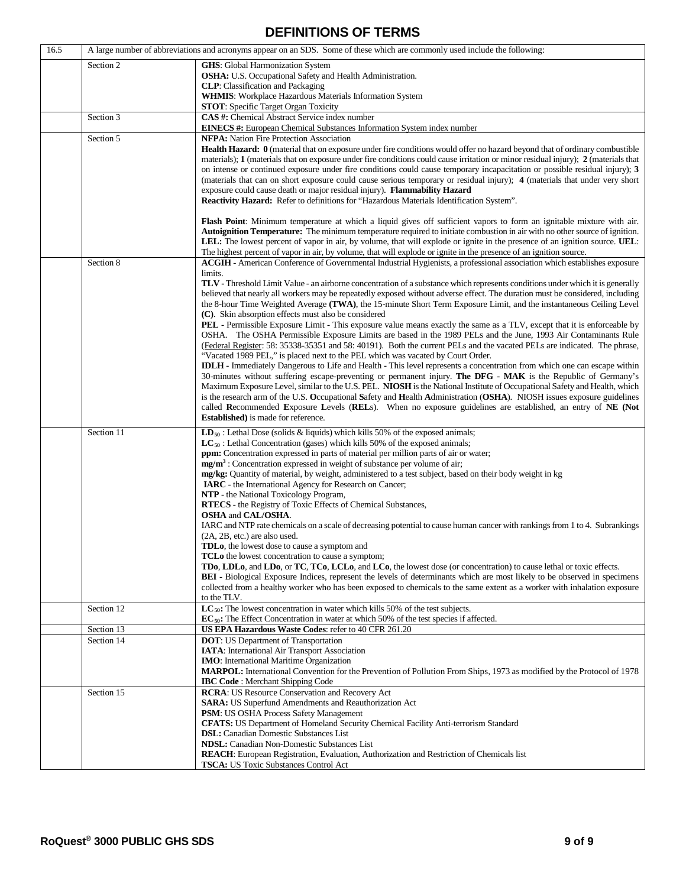# DEFINITIONS OF TERMS

| | | |
|---|---|---|
| 16.5 | A large number of abbreviations and acronyms appear on an SDS. Some of these which are commonly used include the following: | |
| | Section 2 | **GHS**: Global Harmonization System<br>**OSHA:** U.S. Occupational Safety and Health Administration.<br>**CLP**: Classification and Packaging<br>**WHMIS**: Workplace Hazardous Materials Information System<br>**STOT**: Specific Target Organ Toxicity |
| | Section 3 | **CAS #:** Chemical Abstract Service index number<br>**EINECS #:** European Chemical Substances Information System index number |
| | Section 5 | **NFPA:** Nation Fire Protection Association<br>**Health Hazard: 0** (material that on exposure under fire conditions would offer no hazard beyond that of ordinary combustible materials); **1** (materials that on exposure under fire conditions could cause irritation or minor residual injury); **2** (materials that on intense or continued exposure under fire conditions could cause temporary incapacitation or possible residual injury); **3** (materials that can on short exposure could cause serious temporary or residual injury); **4** (materials that under very short exposure could cause death or major residual injury). **Flammability Hazard**<br>**Reactivity Hazard:** Refer to definitions for "Hazardous Materials Identification System".<br><br>**Flash Point**: Minimum temperature at which a liquid gives off sufficient vapors to form an ignitable mixture with air. **Autoignition Temperature:** The minimum temperature required to initiate combustion in air with no other source of ignition. **LEL:** The lowest percent of vapor in air, by volume, that will explode or ignite in the presence of an ignition source. **UEL**: The highest percent of vapor in air, by volume, that will explode or ignite in the presence of an ignition source. |
| | Section 8 | **ACGIH** - American Conference of Governmental Industrial Hygienists, a professional association which establishes exposure limits.<br>**TLV** - Threshold Limit Value - an airborne concentration of a substance which represents conditions under which it is generally believed that nearly all workers may be repeatedly exposed without adverse effect. The duration must be considered, including the 8-hour Time Weighted Average **(TWA)**, the 15-minute Short Term Exposure Limit, and the instantaneous Ceiling Level **(C)**. Skin absorption effects must also be considered<br>**PEL** - Permissible Exposure Limit - This exposure value means exactly the same as a TLV, except that it is enforceable by OSHA. The OSHA Permissible Exposure Limits are based in the 1989 PELs and the June, 1993 Air Contaminants Rule (Federal Register: 58: 35338-35351 and 58: 40191). Both the current PELs and the vacated PELs are indicated. The phrase, "Vacated 1989 PEL," is placed next to the PEL which was vacated by Court Order.<br>**IDLH** - Immediately Dangerous to Life and Health - This level represents a concentration from which one can escape within 30-minutes without suffering escape-preventing or permanent injury. **The DFG - MAK** is the Republic of Germany's Maximum Exposure Level, similar to the U.S. PEL. **NIOSH** is the National Institute of Occupational Safety and Health, which is the research arm of the U.S. **O**ccupational **S**afety and **H**ealth **A**dministration (**OSHA**). NIOSH issues exposure guidelines called **R**ecommended **E**xposure **L**evels (**REL**s). When no exposure guidelines are established, an entry of **NE (Not Established)** is made for reference. |
| | Section 11 | $LD_{50}$ : Lethal Dose (solids & liquids) which kills 50% of the exposed animals;<br>$LC_{50}$ : Lethal Concentration (gases) which kills 50% of the exposed animals;<br>**ppm:** Concentration expressed in parts of material per million parts of air or water;<br>**$mg/m^3$** : Concentration expressed in weight of substance per volume of air;<br>**mg/kg:** Quantity of material, by weight, administered to a test subject, based on their body weight in kg<br>**IARC** - the International Agency for Research on Cancer;<br>**NTP** - the National Toxicology Program,<br>**RTECS** - the Registry of Toxic Effects of Chemical Substances,<br>**OSHA** and **CAL/OSHA**.<br>IARC and NTP rate chemicals on a scale of decreasing potential to cause human cancer with rankings from 1 to 4. Subrankings (2A, 2B, etc.) are also used.<br>**TDLo**, the lowest dose to cause a symptom and<br>**TCLo** the lowest concentration to cause a symptom;<br>**TDo**, **LDLo**, and **LDo**, or **TC**, **TCo**, **LCLo**, and **LCo**, the lowest dose (or concentration) to cause lethal or toxic effects.<br>**BEI** - Biological Exposure Indices, represent the levels of determinants which are most likely to be observed in specimens collected from a healthy worker who has been exposed to chemicals to the same extent as a worker with inhalation exposure to the TLV. |
| | Section 12 | $LC_{50}$**:** The lowest concentration in water which kills 50% of the test subjects.<br>$EC_{50}$**:** The Effect Concentration in water at which 50% of the test species if affected. |
| | Section 13 | **US EPA Hazardous Waste Codes**: refer to 40 CFR 261.20 |
| | Section 14 | **DOT**: US Department of Transportation<br>**IATA**: International Air Transport Association<br>**IMO**: International Maritime Organization<br>**MARPOL:** International Convention for the Prevention of Pollution From Ships, 1973 as modified by the Protocol of 1978<br>**IBC Code** : Merchant Shipping Code |
| | Section 15 | **RCRA**: US Resource Conservation and Recovery Act<br>**SARA:** US Superfund Amendments and Reauthorization Act<br>**PSM**: US OSHA Process Safety Management<br>**CFATS:** US Department of Homeland Security Chemical Facility Anti-terrorism Standard<br>**DSL:** Canadian Domestic Substances List<br>**NDSL:** Canadian Non-Domestic Substances List<br>**REACH**: European Registration, Evaluation, Authorization and Restriction of Chemicals list<br>**TSCA:** US Toxic Substances Control Act |